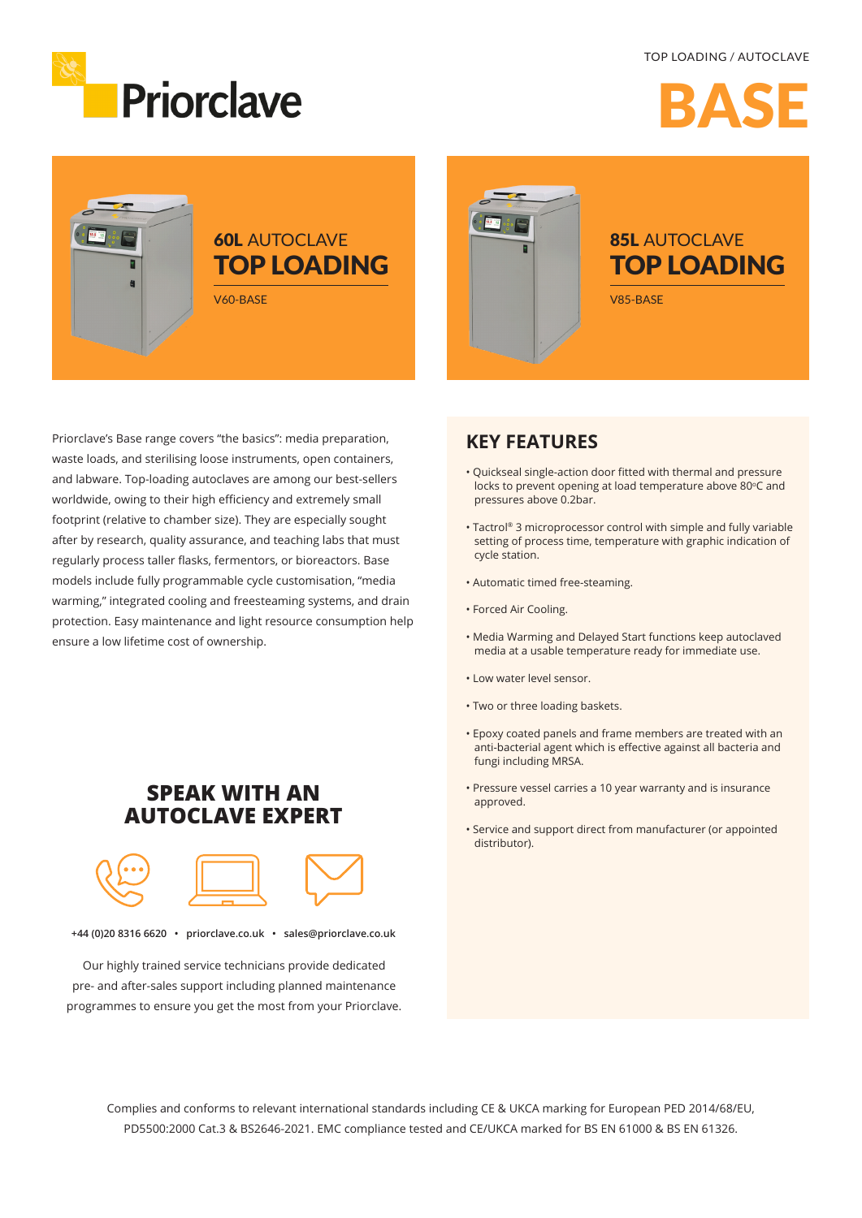TOP LOADING / AUTOCLAVE

Priorclave

# BASE

## 60L AUTOCLAVE TOP LOADING

V60-BASE

## 85L AUTOCLAVE TOP LOADING

V85-BASE

Priorclave's Base range covers "the basics": media preparation, waste loads, and sterilising loose instruments, open containers, and labware. Top-loading autoclaves are among our best-sellers worldwide, owing to their high efficiency and extremely small footprint (relative to chamber size). They are especially sought after by research, quality assurance, and teaching labs that must regularly process taller flasks, fermentors, or bioreactors. Base models include fully programmable cycle customisation, "media warming," integrated cooling and freesteaming systems, and drain protection. Easy maintenance and light resource consumption help ensure a low lifetime cost of ownership.

## KEY FEATURES

- Quickseal single-action door fitted with thermal and pressure locks to prevent opening at load temperature above 80°C and pressures above 0.2bar.
- Tactrol® 3 microprocessor control with simple and fully variable setting of process time, temperature with graphic indication of cycle station.
- Automatic timed free-steaming.
- Forced Air Cooling.
- Media Warming and Delayed Start functions keep autoclaved media at a usable temperature ready for immediate use.
- Low water level sensor.
- Two or three loading baskets.
- Epoxy coated panels and frame members are treated with an anti-bacterial agent which is effective against all bacteria and fungi including MRSA.
- Pressure vessel carries a 10 year warranty and is insurance approved.
- Service and support direct from manufacturer (or appointed distributor).

## SPEAK WITH AN AUTOCLAVE EXPERT

+44 (0)20 8316 6620 • priorclave.co.uk • sales@priorclave.co.uk

Our highly trained service technicians provide dedicated pre- and after-sales support including planned maintenance programmes to ensure you get the most from your Priorclave.

Complies and conforms to relevant international standards including CE & UKCA marking for European PED 2014/68/EU, PD5500:2000 Cat.3 & BS2646-2021. EMC compliance tested and CE/UKCA marked for BS EN 61000 & BS EN 61326.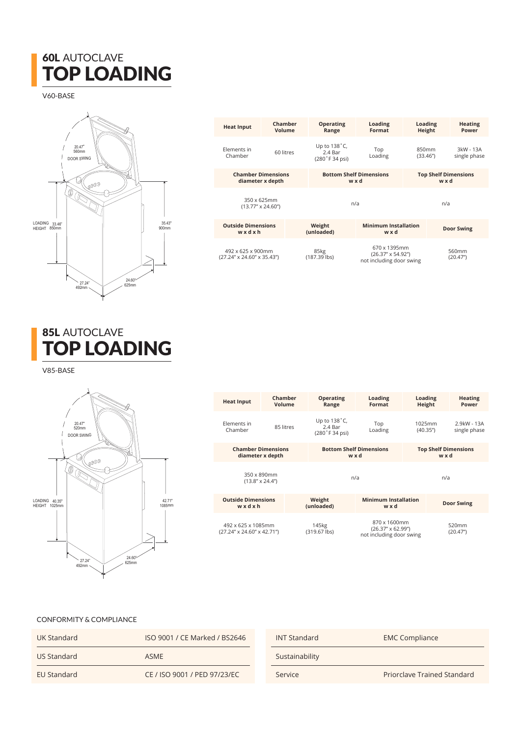# 60L AUTOCLAVE TOP LOADING

V60-BASE

20.47"
560mm
DOOR SWING

LOADING HEIGHT 33.46" 850mm

35.43"
900mm

27.24"
492mm

24.60"
625mm

| Heat Input | Chamber Volume | Operating Range | Loading Format | Loading Height | Heating Power |
|---|---|---|---|---|---|
| Elements in Chamber | 60 litres | Up to 138˚C, 2.4 Bar (280˚F 34 psi) | Top Loading | 850mm (33.46") | 3kW - 13A single phase |

| Chamber Dimensions diameter x depth | Bottom Shelf Dimensions w x d | Top Shelf Dimensions w x d |
|---|---|---|
| 350 x 625mm (13.77" x 24.60") | n/a | n/a |

| Outside Dimensions w x d x h | Weight (unloaded) | Minimum Installation w x d | Door Swing |
|---|---|---|---|
| 492 x 625 x 900mm (27.24" x 24.60" x 35.43") | 85kg (187.39 lbs) | 670 x 1395mm (26.37" x 54.92") not including door swing | 560mm (20.47") |

# 85L AUTOCLAVE TOP LOADING

V85-BASE

20.47"
520mm
DOOR SWING

LOADING HEIGHT 40.35" 1025mm

42.71"
1085mm

27.24"
492mm

24.60"
625mm

| Heat Input | Chamber Volume | Operating Range | Loading Format | Loading Height | Heating Power |
|---|---|---|---|---|---|
| Elements in Chamber | 85 litres | Up to 138˚C, 2.4 Bar (280˚F 34 psi) | Top Loading | 1025mm (40.35") | 2.9kW - 13A single phase |

| Chamber Dimensions diameter x depth | Bottom Shelf Dimensions w x d | Top Shelf Dimensions w x d |
|---|---|---|
| 350 x 890mm (13.8" x 24.4") | n/a | n/a |

| Outside Dimensions w x d x h | Weight (unloaded) | Minimum Installation w x d | Door Swing |
|---|---|---|---|
| 492 x 625 x 1085mm (27.24" x 24.60" x 42.71") | 145kg (319.67 lbs) | 870 x 1600mm (26.37" x 62.99") not including door swing | 520mm (20.47") |

## CONFORMITY & COMPLIANCE

| | |
|---|---|
| UK Standard | ISO 9001 / CE Marked / BS2646 |
| US Standard | ASME |
| EU Standard | CE / ISO 9001 / PED 97/23/EC |

| | |
|---|---|
| INT Standard | EMC Compliance |
| Sustainability | |
| Service | Priorclave Trained Standard |